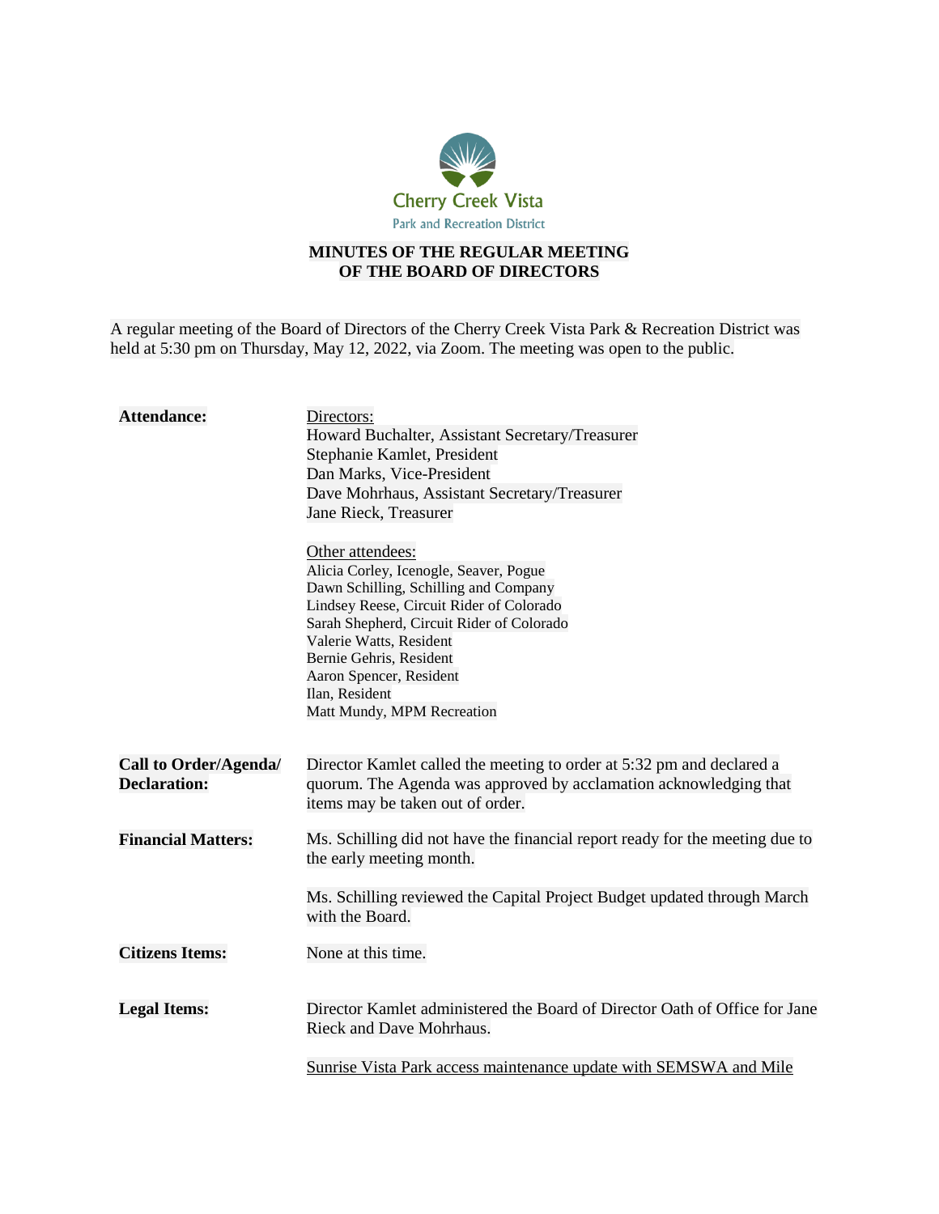Cherry Creek Vista
Park and Recreation District

**MINUTES OF THE REGULAR MEETING**
**OF THE BOARD OF DIRECTORS**

A regular meeting of the Board of Directors of the Cherry Creek Vista Park & Recreation District was held at 5:30 pm on Thursday, May 12, 2022, via Zoom. The meeting was open to the public.

**Attendance:**

Directors:
Howard Buchalter, Assistant Secretary/Treasurer
Stephanie Kamlet, President
Dan Marks, Vice-President
Dave Mohrhaus, Assistant Secretary/Treasurer
Jane Rieck, Treasurer

Other attendees:
Alicia Corley, Icenogle, Seaver, Pogue
Dawn Schilling, Schilling and Company
Lindsey Reese, Circuit Rider of Colorado
Sarah Shepherd, Circuit Rider of Colorado
Valerie Watts, Resident
Bernie Gehris, Resident
Aaron Spencer, Resident
Ilan, Resident
Matt Mundy, MPM Recreation

**Call to Order/Agenda/ Declaration:** Director Kamlet called the meeting to order at 5:32 pm and declared a quorum. The Agenda was approved by acclamation acknowledging that items may be taken out of order.

**Financial Matters:** Ms. Schilling did not have the financial report ready for the meeting due to the early meeting month.

Ms. Schilling reviewed the Capital Project Budget updated through March with the Board.

**Citizens Items:** None at this time.

**Legal Items:** Director Kamlet administered the Board of Director Oath of Office for Jane Rieck and Dave Mohrhaus.

Sunrise Vista Park access maintenance update with SEMSWA and Mile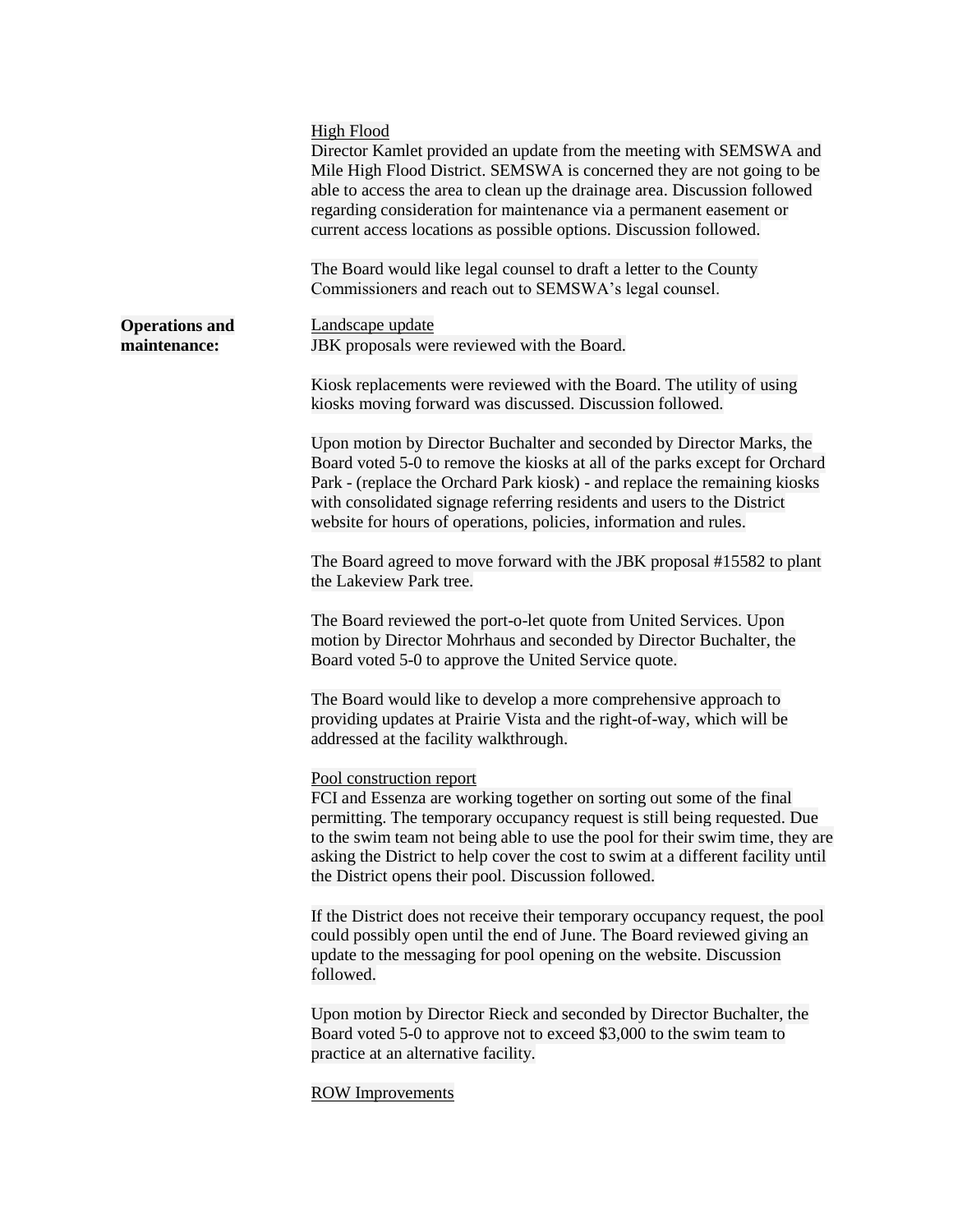High Flood

Director Kamlet provided an update from the meeting with SEMSWA and Mile High Flood District. SEMSWA is concerned they are not going to be able to access the area to clean up the drainage area. Discussion followed regarding consideration for maintenance via a permanent easement or current access locations as possible options. Discussion followed.

The Board would like legal counsel to draft a letter to the County Commissioners and reach out to SEMSWA's legal counsel.

**Operations and maintenance:**

Landscape update

JBK proposals were reviewed with the Board.

Kiosk replacements were reviewed with the Board. The utility of using kiosks moving forward was discussed. Discussion followed.

Upon motion by Director Buchalter and seconded by Director Marks, the Board voted 5-0 to remove the kiosks at all of the parks except for Orchard Park - (replace the Orchard Park kiosk) - and replace the remaining kiosks with consolidated signage referring residents and users to the District website for hours of operations, policies, information and rules.

The Board agreed to move forward with the JBK proposal #15582 to plant the Lakeview Park tree.

The Board reviewed the port-o-let quote from United Services. Upon motion by Director Mohrhaus and seconded by Director Buchalter, the Board voted 5-0 to approve the United Service quote.

The Board would like to develop a more comprehensive approach to providing updates at Prairie Vista and the right-of-way, which will be addressed at the facility walkthrough.

Pool construction report

FCI and Essenza are working together on sorting out some of the final permitting. The temporary occupancy request is still being requested. Due to the swim team not being able to use the pool for their swim time, they are asking the District to help cover the cost to swim at a different facility until the District opens their pool. Discussion followed.

If the District does not receive their temporary occupancy request, the pool could possibly open until the end of June. The Board reviewed giving an update to the messaging for pool opening on the website. Discussion followed.

Upon motion by Director Rieck and seconded by Director Buchalter, the Board voted 5-0 to approve not to exceed $3,000 to the swim team to practice at an alternative facility.

ROW Improvements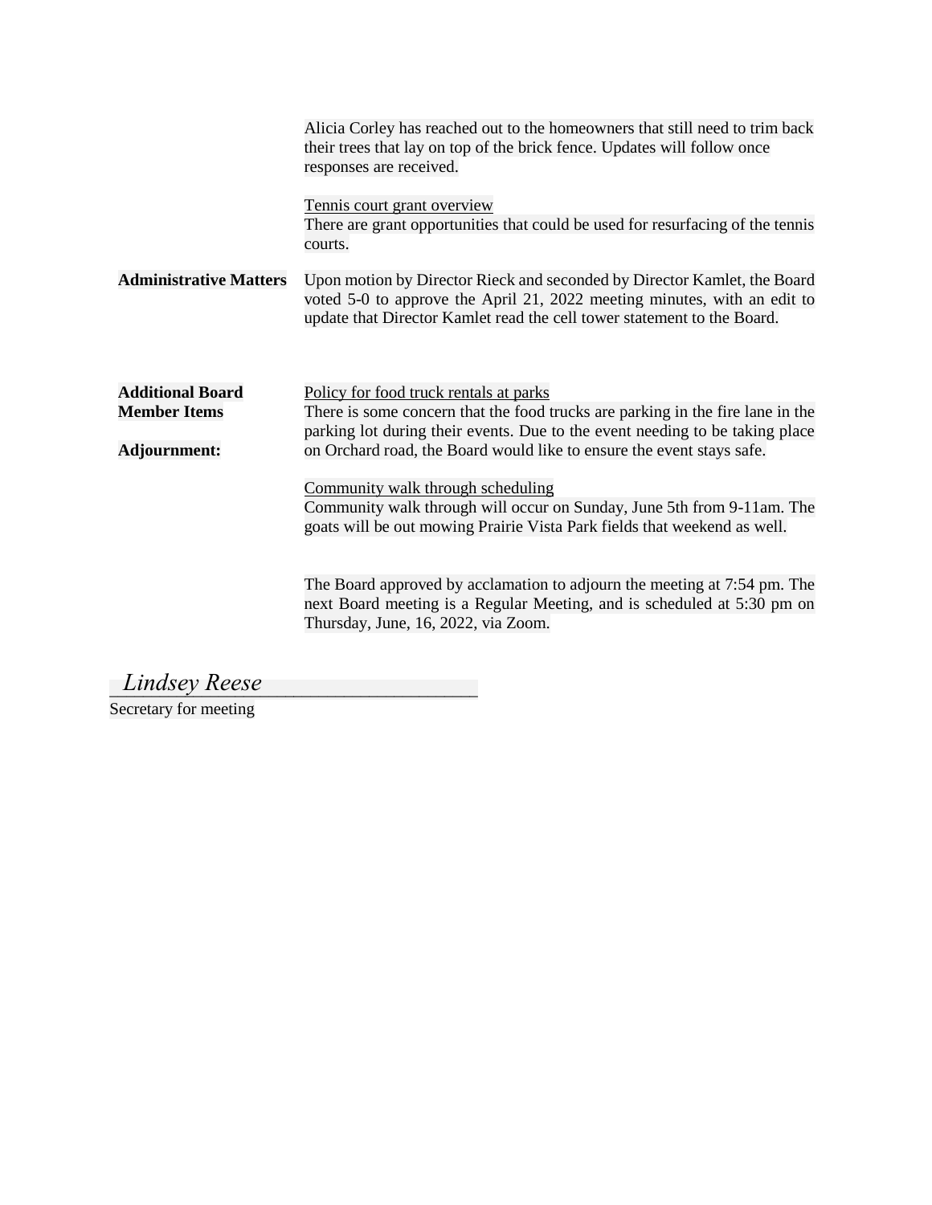Alicia Corley has reached out to the homeowners that still need to trim back their trees that lay on top of the brick fence. Updates will follow once responses are received.

Tennis court grant overview
There are grant opportunities that could be used for resurfacing of the tennis courts.

**Administrative Matters**

Upon motion by Director Rieck and seconded by Director Kamlet, the Board voted 5-0 to approve the April 21, 2022 meeting minutes, with an edit to update that Director Kamlet read the cell tower statement to the Board.

**Additional Board Member Items**

Policy for food truck rentals at parks
There is some concern that the food trucks are parking in the fire lane in the parking lot during their events. Due to the event needing to be taking place on Orchard road, the Board would like to ensure the event stays safe.

Community walk through scheduling
Community walk through will occur on Sunday, June 5th from 9-11am. The goats will be out mowing Prairie Vista Park fields that weekend as well.

**Adjournment:**

The Board approved by acclamation to adjourn the meeting at 7:54 pm. The next Board meeting is a Regular Meeting, and is scheduled at 5:30 pm on Thursday, June, 16, 2022, via Zoom.

*Lindsey Reese*
Secretary for meeting